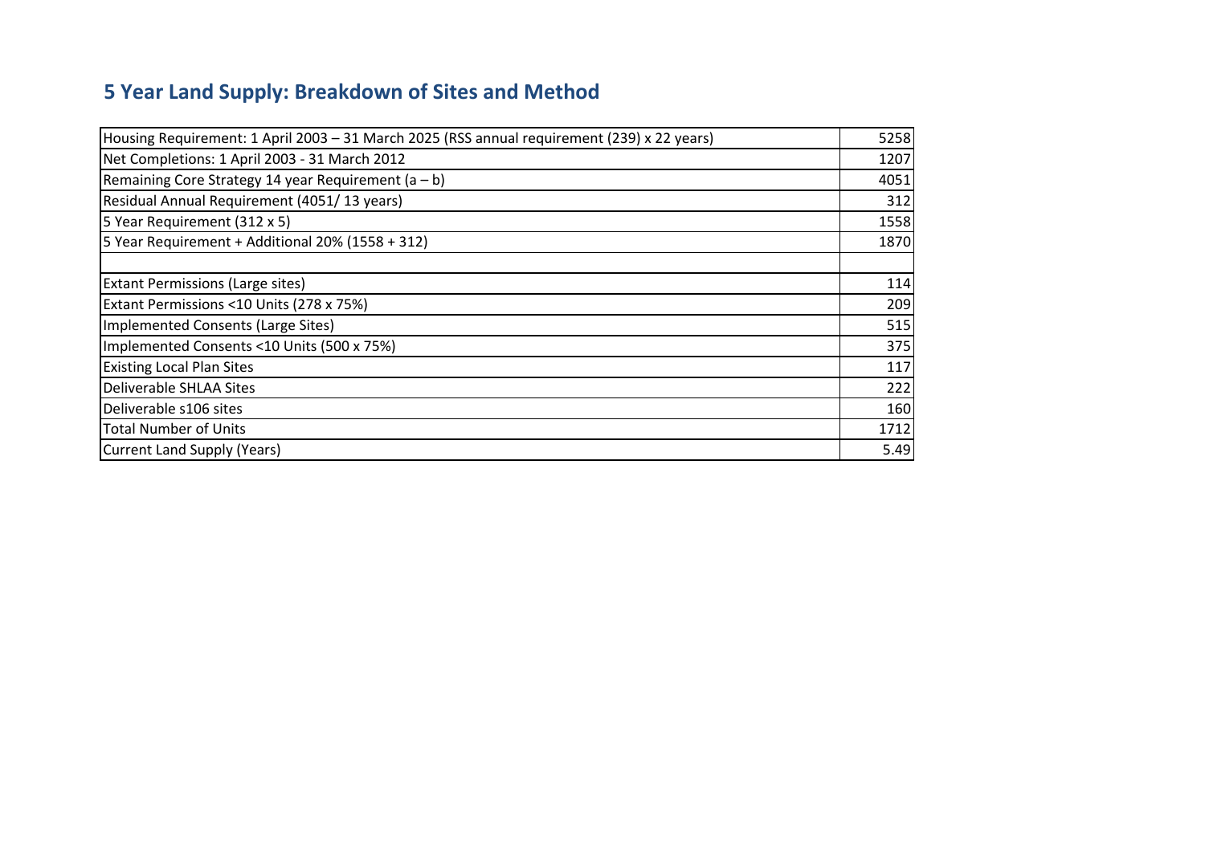# 5 Year Land Supply: Breakdown of Sites and Method

| | |
|---|---|
| Housing Requirement: 1 April 2003 – 31 March 2025 (RSS annual requirement (239) x 22 years) | 5258 |
| Net Completions: 1 April 2003 - 31 March 2012 | 1207 |
| Remaining Core Strategy 14 year Requirement (a – b) | 4051 |
| Residual Annual Requirement (4051/ 13 years) | 312 |
| 5 Year Requirement (312 x 5) | 1558 |
| 5 Year Requirement + Additional 20% (1558 + 312) | 1870 |
| | |
| Extant Permissions (Large sites) | 114 |
| Extant Permissions <10 Units (278 x 75%) | 209 |
| Implemented Consents (Large Sites) | 515 |
| Implemented Consents <10 Units (500 x 75%) | 375 |
| Existing Local Plan Sites | 117 |
| Deliverable SHLAA Sites | 222 |
| Deliverable s106 sites | 160 |
| Total Number of Units | 1712 |
| Current Land Supply (Years) | 5.49 |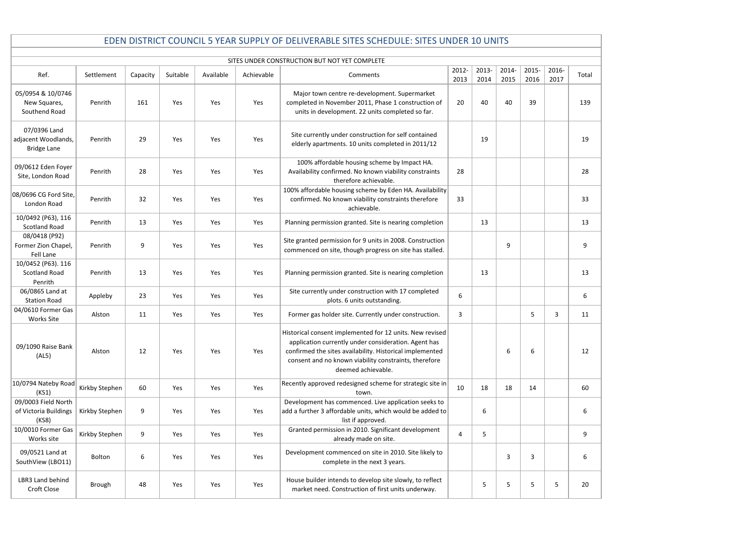# EDEN DISTRICT COUNCIL 5 YEAR SUPPLY OF DELIVERABLE SITES SCHEDULE: SITES UNDER 10 UNITS

SITES UNDER CONSTRUCTION BUT NOT YET COMPLETE

| Ref. | Settlement | Capacity | Suitable | Available | Achievable | Comments | 2012-2013 | 2013-2014 | 2014-2015 | 2015-2016 | 2016-2017 | Total |
|---|---|---|---|---|---|---|---|---|---|---|---|---|
| 05/0954 & 10/0746 New Squares, Southend Road | Penrith | 161 | Yes | Yes | Yes | Major town centre re-development. Supermarket completed in November 2011, Phase 1 construction of units in development. 22 units completed so far. | 20 | 40 | 40 | 39 | | 139 |
| 07/0396 Land adjacent Woodlands, Bridge Lane | Penrith | 29 | Yes | Yes | Yes | Site currently under construction for self contained elderly apartments. 10 units completed in 2011/12 | | 19 | | | | 19 |
| 09/0612 Eden Foyer Site, London Road | Penrith | 28 | Yes | Yes | Yes | 100% affordable housing scheme by Impact HA. Availability confirmed. No known viability constraints therefore achievable. | 28 | | | | | 28 |
| 08/0696 CG Ford Site, London Road | Penrith | 32 | Yes | Yes | Yes | 100% affordable housing scheme by Eden HA. Availability confirmed. No known viability constraints therefore achievable. | 33 | | | | | 33 |
| 10/0492 (P63), 116 Scotland Road | Penrith | 13 | Yes | Yes | Yes | Planning permission granted. Site is nearing completion | | 13 | | | | 13 |
| 08/0418 (P92) Former Zion Chapel, Fell Lane | Penrith | 9 | Yes | Yes | Yes | Site granted permission for 9 units in 2008. Construction commenced on site, though progress on site has stalled. | | | 9 | | | 9 |
| 10/0452 (P63). 116 Scotland Road Penrith | Penrith | 13 | Yes | Yes | Yes | Planning permission granted. Site is nearing completion | | 13 | | | | 13 |
| 06/0865 Land at Station Road | Appleby | 23 | Yes | Yes | Yes | Site currently under construction with 17 completed plots. 6 units outstanding. | 6 | | | | | 6 |
| 04/0610 Former Gas Works Site | Alston | 11 | Yes | Yes | Yes | Former gas holder site. Currently under construction. | 3 | | | 5 | 3 | 11 |
| 09/1090 Raise Bank (AL5) | Alston | 12 | Yes | Yes | Yes | Historical consent implemented for 12 units. New revised application currently under consideration. Agent has confirmed the sites availability. Historical implemented consent and no known viability constraints, therefore deemed achievable. | | | 6 | 6 | | 12 |
| 10/0794 Nateby Road (KS1) | Kirkby Stephen | 60 | Yes | Yes | Yes | Recently approved redesigned scheme for strategic site in town. | 10 | 18 | 18 | 14 | | 60 |
| 09/0003 Field North of Victoria Buildings (KS8) | Kirkby Stephen | 9 | Yes | Yes | Yes | Development has commenced. Live application seeks to add a further 3 affordable units, which would be added to list if approved. | | 6 | | | | 6 |
| 10/0010 Former Gas Works site | Kirkby Stephen | 9 | Yes | Yes | Yes | Granted permission in 2010. Significant development already made on site. | 4 | 5 | | | | 9 |
| 09/0521 Land at SouthView (LBO11) | Bolton | 6 | Yes | Yes | Yes | Development commenced on site in 2010. Site likely to complete in the next 3 years. | | | 3 | 3 | | 6 |
| LBR3 Land behind Croft Close | Brough | 48 | Yes | Yes | Yes | House builder intends to develop site slowly, to reflect market need. Construction of first units underway. | | 5 | 5 | 5 | 5 | 20 |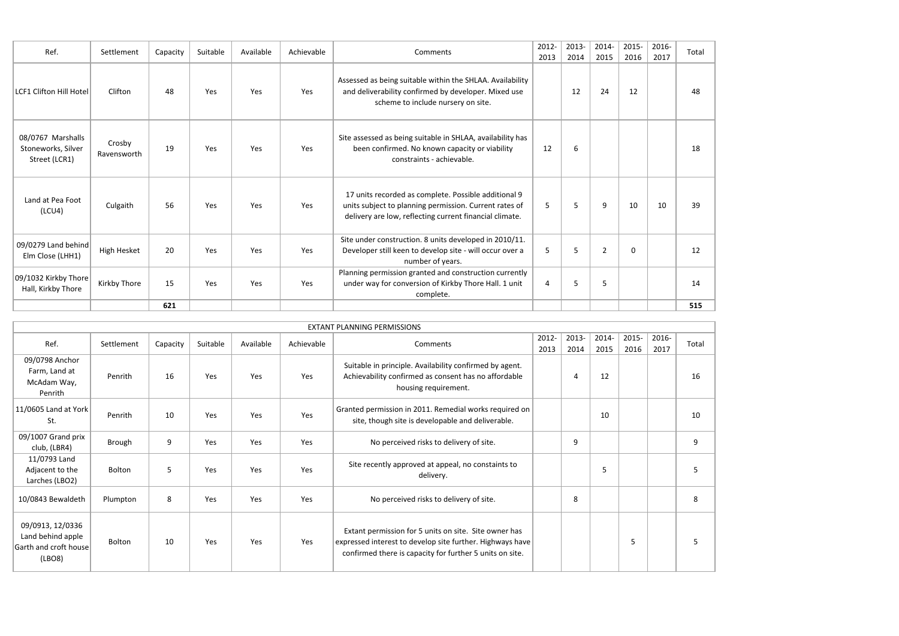| Ref. | Settlement | Capacity | Suitable | Available | Achievable | Comments | 2012-2013 | 2013-2014 | 2014-2015 | 2015-2016 | 2016-2017 | Total |
|---|---|---|---|---|---|---|---|---|---|---|---|---|
| LCF1 Clifton Hill Hotel | Clifton | 48 | Yes | Yes | Yes | Assessed as being suitable within the SHLAA. Availability and deliverability confirmed by developer. Mixed use scheme to include nursery on site. | | 12 | 24 | 12 | | 48 |
| 08/0767 Marshalls Stoneworks, Silver Street (LCR1) | Crosby Ravensworth | 19 | Yes | Yes | Yes | Site assessed as being suitable in SHLAA, availability has been confirmed. No known capacity or viability constraints - achievable. | 12 | 6 | | | | 18 |
| Land at Pea Foot (LCU4) | Culgaith | 56 | Yes | Yes | Yes | 17 units recorded as complete. Possible additional 9 units subject to planning permission. Current rates of delivery are low, reflecting current financial climate. | 5 | 5 | 9 | 10 | 10 | 39 |
| 09/0279 Land behind Elm Close (LHH1) | High Hesket | 20 | Yes | Yes | Yes | Site under construction. 8 units developed in 2010/11. Developer still keen to develop site - will occur over a number of years. | 5 | 5 | 2 | 0 | | 12 |
| 09/1032 Kirkby Thore Hall, Kirkby Thore | Kirkby Thore | 15 | Yes | Yes | Yes | Planning permission granted and construction currently under way for conversion of Kirkby Thore Hall. 1 unit complete. | 4 | 5 | 5 | | | 14 |
| | | **621** | | | | | | | | | | **515** |

| EXTANT PLANNING PERMISSIONS | | | | | | | | | | | | |
|---|---|---|---|---|---|---|---|---|---|---|---|---|
| Ref. | Settlement | Capacity | Suitable | Available | Achievable | Comments | 2012-2013 | 2013-2014 | 2014-2015 | 2015-2016 | 2016-2017 | Total |
| 09/0798 Anchor Farm, Land at McAdam Way, Penrith | Penrith | 16 | Yes | Yes | Yes | Suitable in principle. Availability confirmed by agent. Achievability confirmed as consent has no affordable housing requirement. | | 4 | 12 | | | 16 |
| 11/0605 Land at York St. | Penrith | 10 | Yes | Yes | Yes | Granted permission in 2011. Remedial works required on site, though site is developable and deliverable. | | | 10 | | | 10 |
| 09/1007 Grand prix club, (LBR4) | Brough | 9 | Yes | Yes | Yes | No perceived risks to delivery of site. | | 9 | | | | 9 |
| 11/0793 Land Adjacent to the Larches (LBO2) | Bolton | 5 | Yes | Yes | Yes | Site recently approved at appeal, no constaints to delivery. | | | 5 | | | 5 |
| 10/0843 Bewaldeth | Plumpton | 8 | Yes | Yes | Yes | No perceived risks to delivery of site. | | 8 | | | | 8 |
| 09/0913, 12/0336 Land behind apple Garth and croft house (LBO8) | Bolton | 10 | Yes | Yes | Yes | Extant permission for 5 units on site. Site owner has expressed interest to develop site further. Highways have confirmed there is capacity for further 5 units on site. | | | | 5 | | 5 |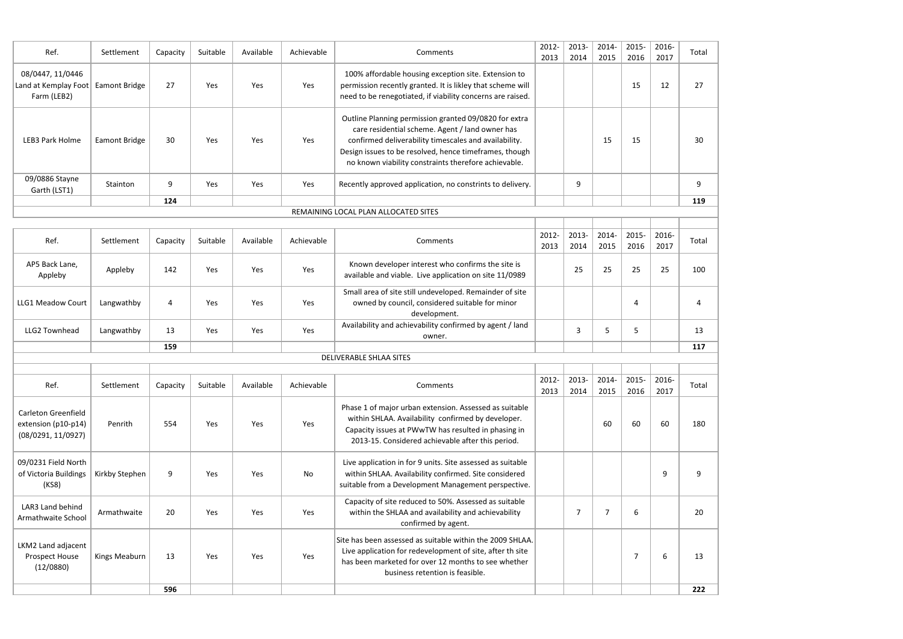| Ref. | Settlement | Capacity | Suitable | Available | Achievable | Comments | 2012-2013 | 2013-2014 | 2014-2015 | 2015-2016 | 2016-2017 | Total |
|---|---|---|---|---|---|---|---|---|---|---|---|---|
| 08/0447, 11/0446 Land at Kemplay Foot Farm (LEB2) | Eamont Bridge | 27 | Yes | Yes | Yes | 100% affordable housing exception site. Extension to permission recently granted. It is likley that scheme will need to be renegotiated, if viability concerns are raised. | | | | 15 | 12 | 27 |
| LEB3 Park Holme | Eamont Bridge | 30 | Yes | Yes | Yes | Outline Planning permission granted 09/0820 for extra care residential scheme. Agent / land owner has confirmed deliverability timescales and availability. Design issues to be resolved, hence timeframes, though no known viability constraints therefore achievable. | | | 15 | 15 | | 30 |
| 09/0886 Stayne Garth (LST1) | Stainton | 9 | Yes | Yes | Yes | Recently approved application, no constrints to delivery. | | 9 | | | | 9 |
| | | **124** | | | | | | | | | | **119** |

REMAINING LOCAL PLAN ALLOCATED SITES

| Ref. | Settlement | Capacity | Suitable | Available | Achievable | Comments | 2012-2013 | 2013-2014 | 2014-2015 | 2015-2016 | 2016-2017 | Total |
|---|---|---|---|---|---|---|---|---|---|---|---|---|
| AP5 Back Lane, Appleby | Appleby | 142 | Yes | Yes | Yes | Known developer interest who confirms the site is available and viable. Live application on site 11/0989 | | 25 | 25 | 25 | 25 | 100 |
| LLG1 Meadow Court | Langwathby | 4 | Yes | Yes | Yes | Small area of site still undeveloped. Remainder of site owned by council, considered suitable for minor development. | | | | 4 | | 4 |
| LLG2 Townhead | Langwathby | 13 | Yes | Yes | Yes | Availability and achievability confirmed by agent / land owner. | | 3 | 5 | 5 | | 13 |
| | | **159** | | | | | | | | | | **117** |

DELIVERABLE SHLAA SITES

| Ref. | Settlement | Capacity | Suitable | Available | Achievable | Comments | 2012-2013 | 2013-2014 | 2014-2015 | 2015-2016 | 2016-2017 | Total |
|---|---|---|---|---|---|---|---|---|---|---|---|---|
| Carleton Greenfield extension (p10-p14) (08/0291, 11/0927) | Penrith | 554 | Yes | Yes | Yes | Phase 1 of major urban extension. Assessed as suitable within SHLAA. Availability confirmed by developer. Capacity issues at PWwTW has resulted in phasing in 2013-15. Considered achievable after this period. | | | 60 | 60 | 60 | 180 |
| 09/0231 Field North of Victoria Buildings (KS8) | Kirkby Stephen | 9 | Yes | Yes | No | Live application in for 9 units. Site assessed as suitable within SHLAA. Availability confirmed. Site considered suitable from a Development Management perspective. | | | | | 9 | 9 |
| LAR3 Land behind Armathwaite School | Armathwaite | 20 | Yes | Yes | Yes | Capacity of site reduced to 50%. Assessed as suitable within the SHLAA and availability and achievability confirmed by agent. | | 7 | 7 | 6 | | 20 |
| LKM2 Land adjacent Prospect House (12/0880) | Kings Meaburn | 13 | Yes | Yes | Yes | Site has been assessed as suitable within the 2009 SHLAA. Live application for redevelopment of site, after th site has been marketed for over 12 months to see whether business retention is feasible. | | | | 7 | 6 | 13 |
| | | **596** | | | | | | | | | | **222** |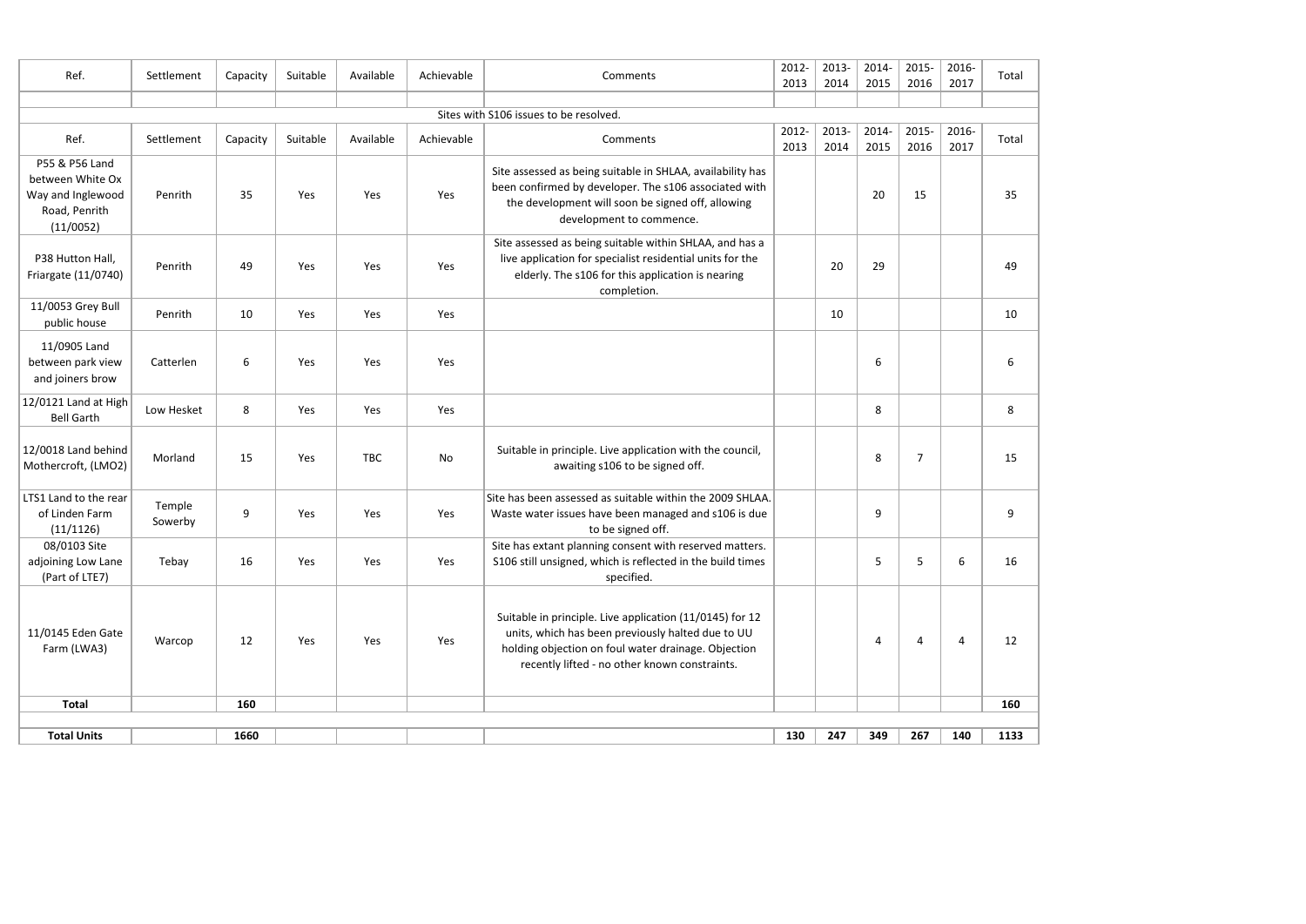| Ref. | Settlement | Capacity | Suitable | Available | Achievable | Comments | 2012-2013 | 2013-2014 | 2014-2015 | 2015-2016 | 2016-2017 | Total |
|---|---|---|---|---|---|---|---|---|---|---|---|---|
| | | | | | | | | | | | | |
| | | | | | | Sites with S106 issues to be resolved. | | | | | | |
| Ref. | Settlement | Capacity | Suitable | Available | Achievable | Comments | 2012-2013 | 2013-2014 | 2014-2015 | 2015-2016 | 2016-2017 | Total |
| P55 & P56 Land between White Ox Way and Inglewood Road, Penrith (11/0052) | Penrith | 35 | Yes | Yes | Yes | Site assessed as being suitable in SHLAA, availability has been confirmed by developer. The s106 associated with the development will soon be signed off, allowing development to commence. | | | 20 | 15 | | 35 |
| P38 Hutton Hall, Friargate (11/0740) | Penrith | 49 | Yes | Yes | Yes | Site assessed as being suitable within SHLAA, and has a live application for specialist residential units for the elderly. The s106 for this application is nearing completion. | | 20 | 29 | | | 49 |
| 11/0053 Grey Bull public house | Penrith | 10 | Yes | Yes | Yes | | | 10 | | | | 10 |
| 11/0905 Land between park view and joiners brow | Catterlen | 6 | Yes | Yes | Yes | | | | 6 | | | 6 |
| 12/0121 Land at High Bell Garth | Low Hesket | 8 | Yes | Yes | Yes | | | | 8 | | | 8 |
| 12/0018 Land behind Mothercroft, (LMO2) | Morland | 15 | Yes | TBC | No | Suitable in principle. Live application with the council, awaiting s106 to be signed off. | | | 8 | 7 | | 15 |
| LTS1 Land to the rear of Linden Farm (11/1126) | Temple Sowerby | 9 | Yes | Yes | Yes | Site has been assessed as suitable within the 2009 SHLAA. Waste water issues have been managed and s106 is due to be signed off. | | | 9 | | | 9 |
| 08/0103 Site adjoining Low Lane (Part of LTE7) | Tebay | 16 | Yes | Yes | Yes | Site has extant planning consent with reserved matters. S106 still unsigned, which is reflected in the build times specified. | | | 5 | 5 | 6 | 16 |
| 11/0145 Eden Gate Farm (LWA3) | Warcop | 12 | Yes | Yes | Yes | Suitable in principle. Live application (11/0145) for 12 units, which has been previously halted due to UU holding objection on foul water drainage. Objection recently lifted - no other known constraints. | | | 4 | 4 | 4 | 12 |
| **Total** | | **160** | | | | | | | | | | **160** |
| | | | | | | | | | | | | |
| **Total Units** | | **1660** | | | | | **130** | **247** | **349** | **267** | **140** | **1133** |